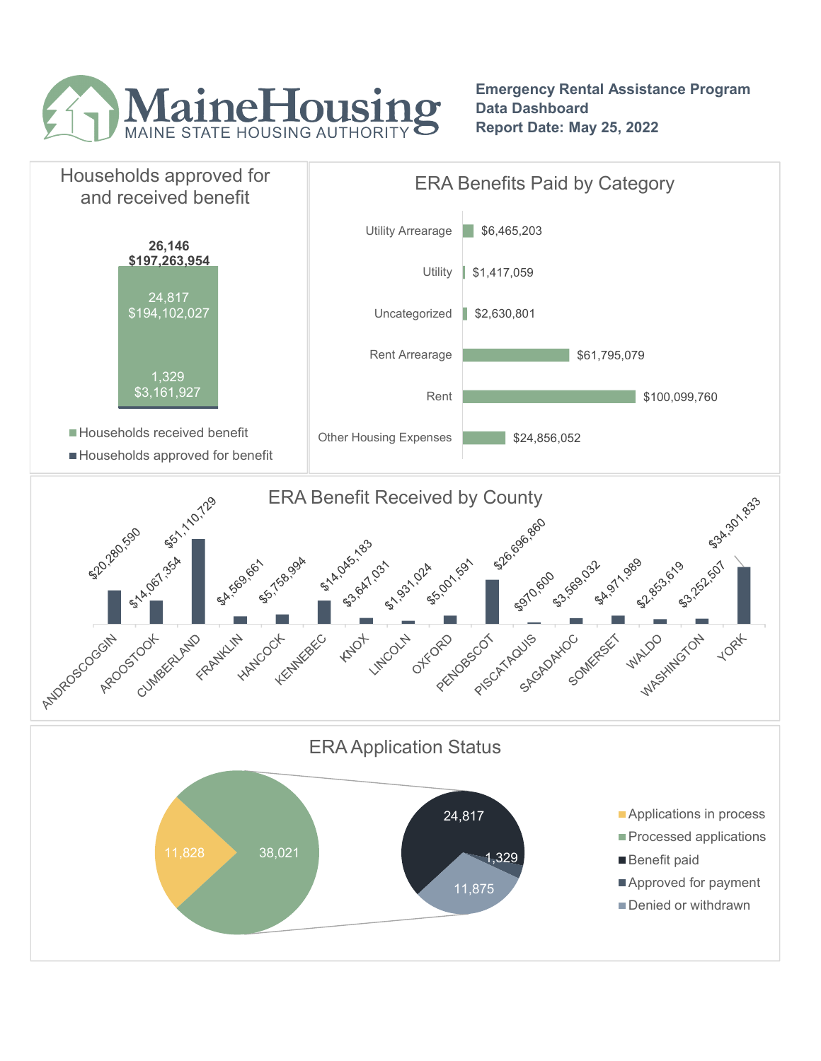# MaineHousing

MAINE STATE HOUSING AUTHORITY

**Emergency Rental Assistance Program**
**Data Dashboard**
**Report Date: May 25, 2022**

## Households approved for and received benefit

**26,146**
**$197,263,954**

| Category | Households | Amount |
|---|---|---|
| Households received benefit | 24,817 | $194,102,027 |
| Households approved for benefit | 1,329 | $3,161,927 |

## ERA Benefits Paid by Category

| Category | Amount |
|---|---|
| Utility Arrearage | $6,465,203 |
| Utility | $1,417,059 |
| Uncategorized | $2,630,801 |
| Rent Arrearage | $61,795,079 |
| Rent | $100,099,760 |
| Other Housing Expenses | $24,856,052 |

## ERA Benefit Received by County

| County | Amount |
|---|---|
| ANDROSCOGGIN | $20,280,590 |
| AROOSTOOK | $14,067,354 |
| CUMBERLAND | $51,110,729 |
| FRANKLIN | $4,569,661 |
| HANCOCK | $5,758,994 |
| KENNEBEC | $14,045,183 |
| KNOX | $3,647,031 |
| LINCOLN | $1,931,024 |
| OXFORD | $5,001,591 |
| PENOBSCOT | $26,696,860 |
| PISCATAQUIS | $970,600 |
| SAGADAHOC | $3,569,032 |
| SOMERSET | $4,971,989 |
| WALDO | $2,853,619 |
| WASHINGTON | $3,252,507 |
| YORK | $34,301,833 |

## ERA Application Status

| Status | Count |
|---|---|
| Applications in process | 11,828 |
| Processed applications | 38,021 |
| Benefit paid | 24,817 |
| Approved for payment | 1,329 |
| Denied or withdrawn | 11,875 |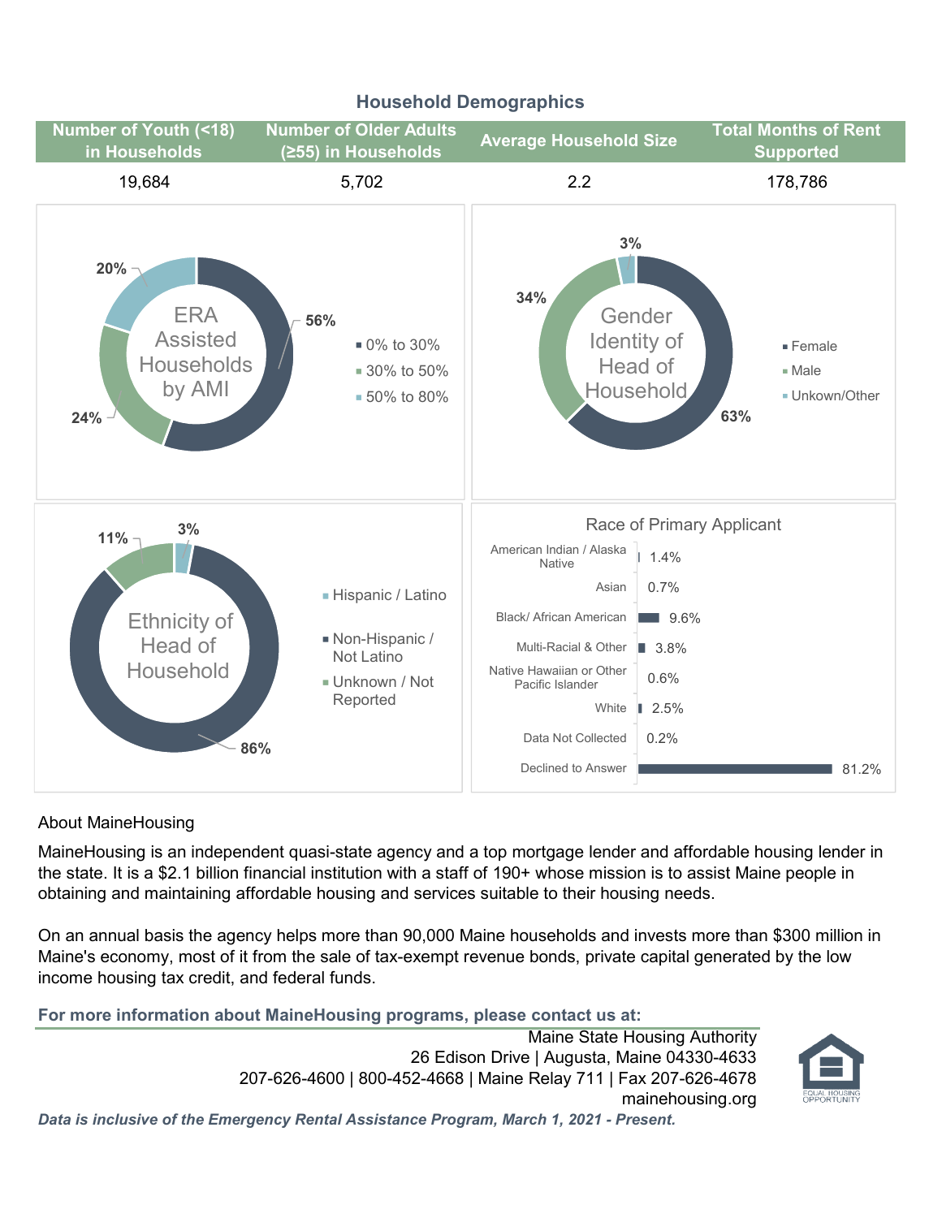## Household Demographics

| Number of Youth (<18) in Households | Number of Older Adults (≥55) in Households | Average Household Size | Total Months of Rent Supported |
|---|---|---|---|
| 19,684 | 5,702 | 2.2 | 178,786 |

ERA Assisted Households by AMI

- 0% to 30%: 56%
- 30% to 50%: 24%
- 50% to 80%: 20%

Gender Identity of Head of Household

- Female: 63%
- Male: 34%
- Unkown/Other: 3%

Ethnicity of Head of Household

- Hispanic / Latino: 3%
- Non-Hispanic / Not Latino: 86%
- Unknown / Not Reported: 11%

Race of Primary Applicant

- American Indian / Alaska Native: 1.4%
- Asian: 0.7%
- Black/ African American: 9.6%
- Multi-Racial & Other: 3.8%
- Native Hawaiian or Other Pacific Islander: 0.6%
- White: 2.5%
- Data Not Collected: 0.2%
- Declined to Answer: 81.2%

About MaineHousing

MaineHousing is an independent quasi-state agency and a top mortgage lender and affordable housing lender in the state. It is a $2.1 billion financial institution with a staff of 190+ whose mission is to assist Maine people in obtaining and maintaining affordable housing and services suitable to their housing needs.

On an annual basis the agency helps more than 90,000 Maine households and invests more than $300 million in Maine's economy, most of it from the sale of tax-exempt revenue bonds, private capital generated by the low income housing tax credit, and federal funds.

**For more information about MaineHousing programs, please contact us at:**

Maine State Housing Authority
26 Edison Drive | Augusta, Maine 04330-4633
207-626-4600 | 800-452-4668 | Maine Relay 711 | Fax 207-626-4678
mainehousing.org

EQUAL HOUSING OPPORTUNITY

***Data is inclusive of the Emergency Rental Assistance Program, March 1, 2021 - Present.***